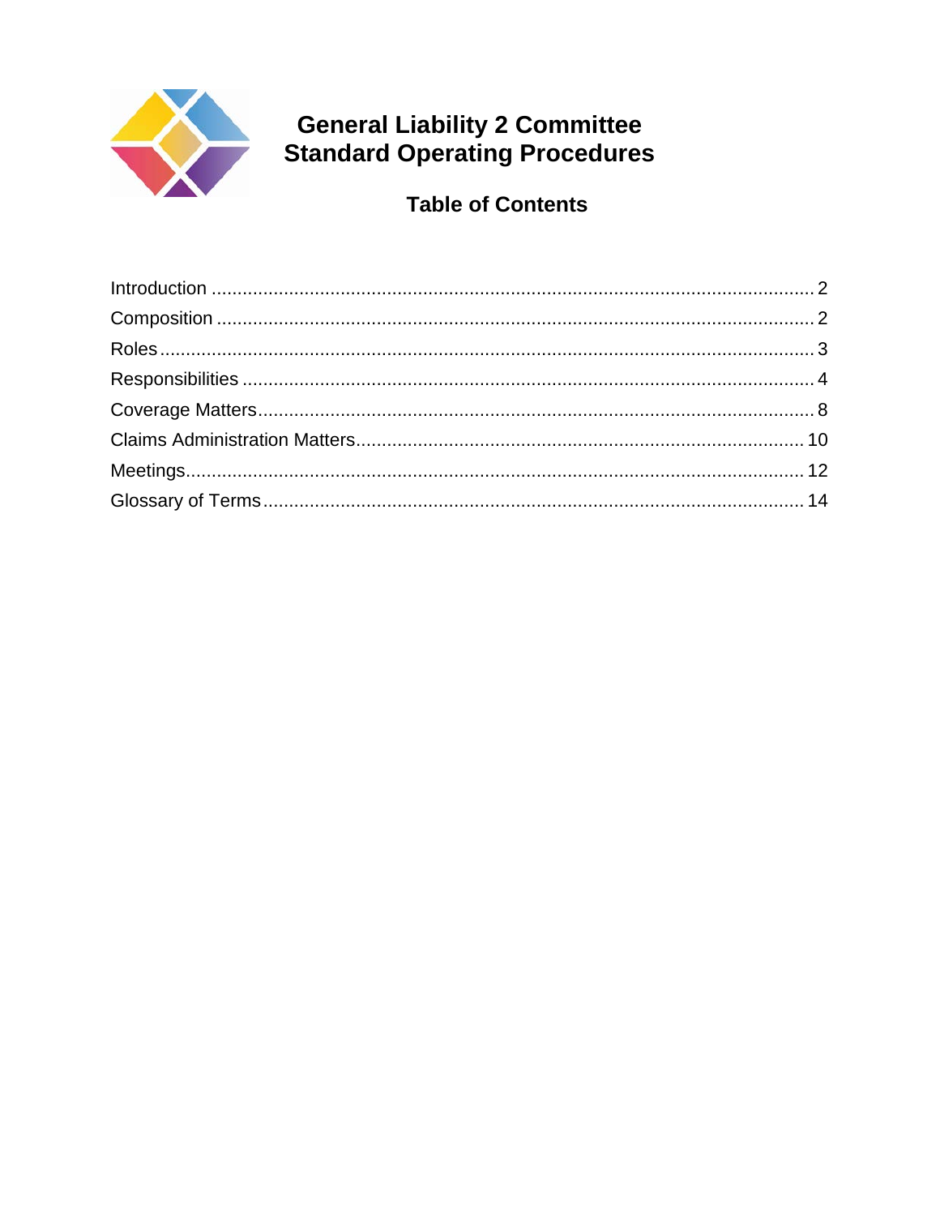# General Liability 2 Committee Standard Operating Procedures

## Table of Contents

| Section | Page |
| --- | --- |
| Introduction | 2 |
| Composition | 2 |
| Roles | 3 |
| Responsibilities | 4 |
| Coverage Matters | 8 |
| Claims Administration Matters | 10 |
| Meetings | 12 |
| Glossary of Terms | 14 |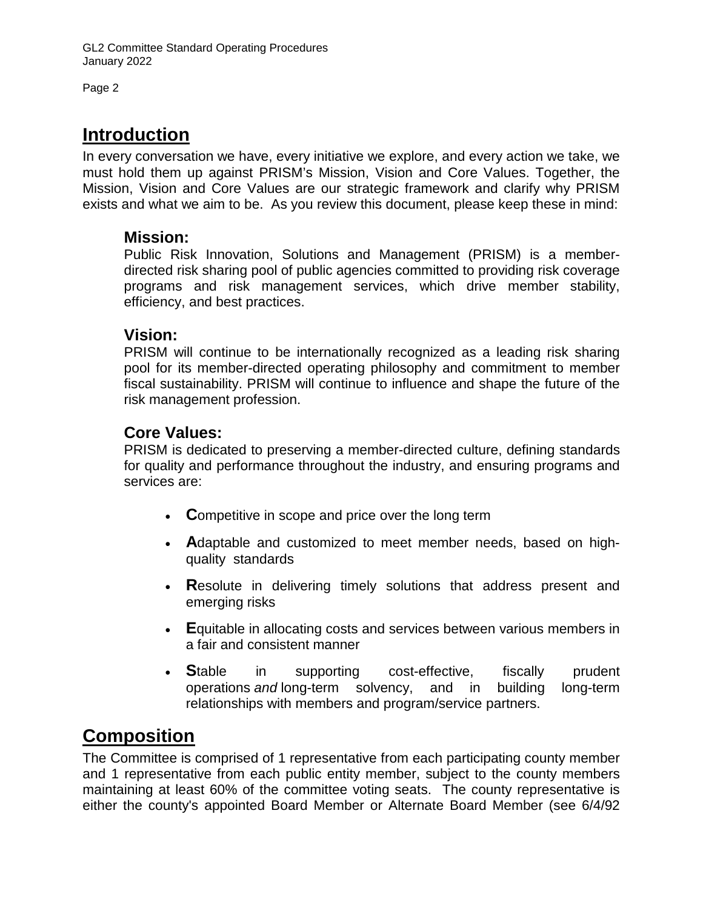## Introduction

In every conversation we have, every initiative we explore, and every action we take, we must hold them up against PRISM's Mission, Vision and Core Values. Together, the Mission, Vision and Core Values are our strategic framework and clarify why PRISM exists and what we aim to be. As you review this document, please keep these in mind:

### Mission:

Public Risk Innovation, Solutions and Management (PRISM) is a member-directed risk sharing pool of public agencies committed to providing risk coverage programs and risk management services, which drive member stability, efficiency, and best practices.

### Vision:

PRISM will continue to be internationally recognized as a leading risk sharing pool for its member-directed operating philosophy and commitment to member fiscal sustainability. PRISM will continue to influence and shape the future of the risk management profession.

### Core Values:

PRISM is dedicated to preserving a member-directed culture, defining standards for quality and performance throughout the industry, and ensuring programs and services are:

- **C**ompetitive in scope and price over the long term
- **A**daptable and customized to meet member needs, based on high-quality standards
- **R**esolute in delivering timely solutions that address present and emerging risks
- **E**quitable in allocating costs and services between various members in a fair and consistent manner
- **S**table in supporting cost-effective, fiscally prudent operations *and* long-term solvency, and in building long-term relationships with members and program/service partners.

## Composition

The Committee is comprised of 1 representative from each participating county member and 1 representative from each public entity member, subject to the county members maintaining at least 60% of the committee voting seats. The county representative is either the county's appointed Board Member or Alternate Board Member (see 6/4/92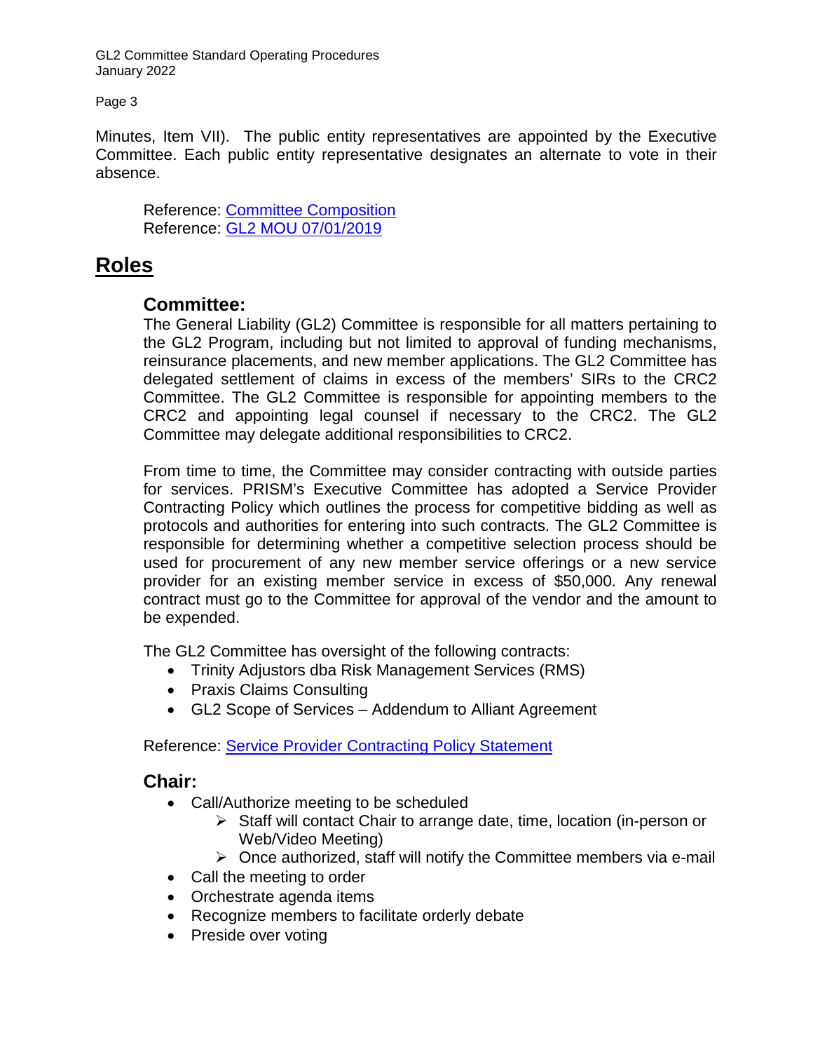Minutes, Item VII). The public entity representatives are appointed by the Executive Committee. Each public entity representative designates an alternate to vote in their absence.

Reference: Committee Composition
Reference: GL2 MOU 07/01/2019

# Roles

## Committee:

The General Liability (GL2) Committee is responsible for all matters pertaining to the GL2 Program, including but not limited to approval of funding mechanisms, reinsurance placements, and new member applications. The GL2 Committee has delegated settlement of claims in excess of the members' SIRs to the CRC2 Committee. The GL2 Committee is responsible for appointing members to the CRC2 and appointing legal counsel if necessary to the CRC2. The GL2 Committee may delegate additional responsibilities to CRC2.

From time to time, the Committee may consider contracting with outside parties for services. PRISM's Executive Committee has adopted a Service Provider Contracting Policy which outlines the process for competitive bidding as well as protocols and authorities for entering into such contracts. The GL2 Committee is responsible for determining whether a competitive selection process should be used for procurement of any new member service offerings or a new service provider for an existing member service in excess of $50,000. Any renewal contract must go to the Committee for approval of the vendor and the amount to be expended.

The GL2 Committee has oversight of the following contracts:

- Trinity Adjustors dba Risk Management Services (RMS)
- Praxis Claims Consulting
- GL2 Scope of Services – Addendum to Alliant Agreement

Reference: Service Provider Contracting Policy Statement

## Chair:

- Call/Authorize meeting to be scheduled
  - Staff will contact Chair to arrange date, time, location (in-person or Web/Video Meeting)
  - Once authorized, staff will notify the Committee members via e-mail
- Call the meeting to order
- Orchestrate agenda items
- Recognize members to facilitate orderly debate
- Preside over voting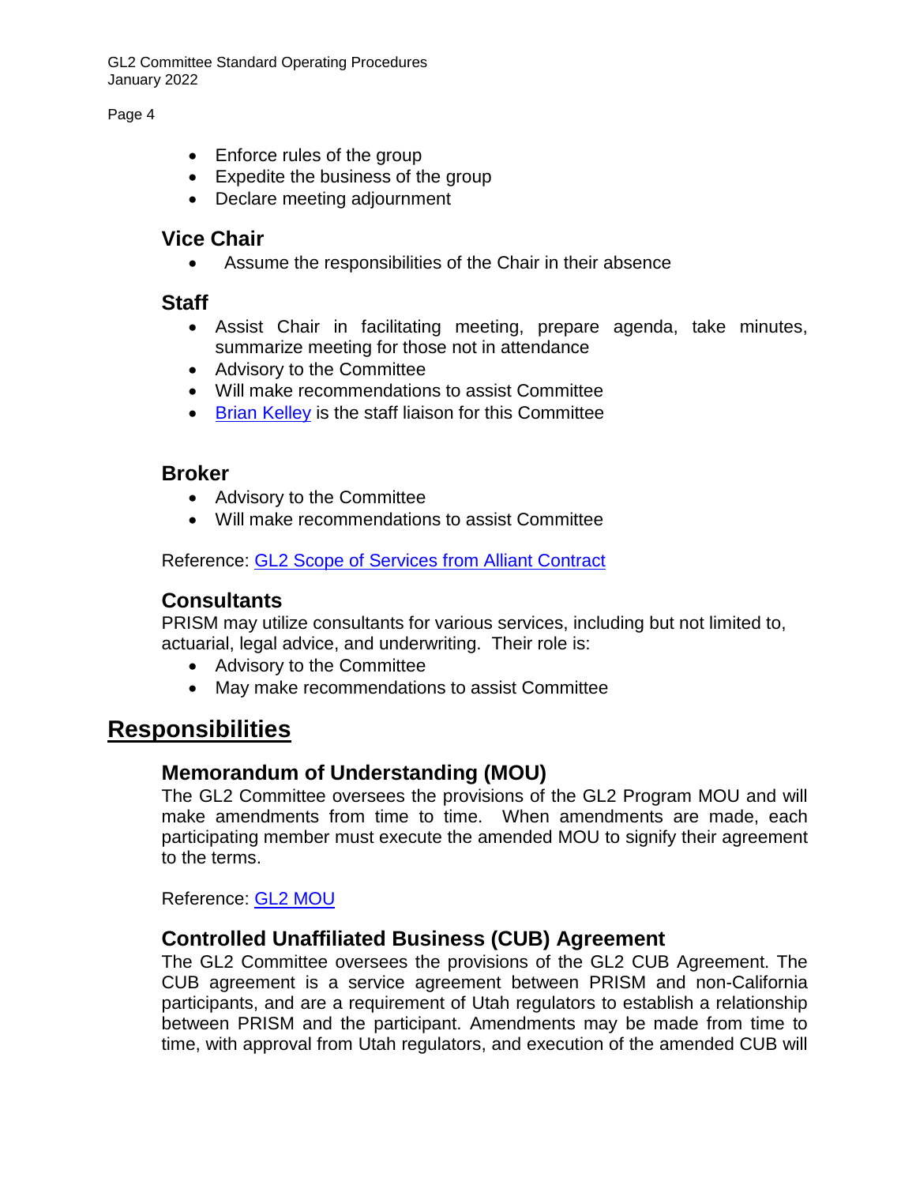- Enforce rules of the group
- Expedite the business of the group
- Declare meeting adjournment

### Vice Chair

- Assume the responsibilities of the Chair in their absence

### Staff

- Assist Chair in facilitating meeting, prepare agenda, take minutes, summarize meeting for those not in attendance
- Advisory to the Committee
- Will make recommendations to assist Committee
- Brian Kelley is the staff liaison for this Committee

### Broker

- Advisory to the Committee
- Will make recommendations to assist Committee

Reference: GL2 Scope of Services from Alliant Contract

### Consultants

PRISM may utilize consultants for various services, including but not limited to, actuarial, legal advice, and underwriting. Their role is:

- Advisory to the Committee
- May make recommendations to assist Committee

## Responsibilities

### Memorandum of Understanding (MOU)

The GL2 Committee oversees the provisions of the GL2 Program MOU and will make amendments from time to time. When amendments are made, each participating member must execute the amended MOU to signify their agreement to the terms.

Reference: GL2 MOU

### Controlled Unaffiliated Business (CUB) Agreement

The GL2 Committee oversees the provisions of the GL2 CUB Agreement. The CUB agreement is a service agreement between PRISM and non-California participants, and are a requirement of Utah regulators to establish a relationship between PRISM and the participant. Amendments may be made from time to time, with approval from Utah regulators, and execution of the amended CUB will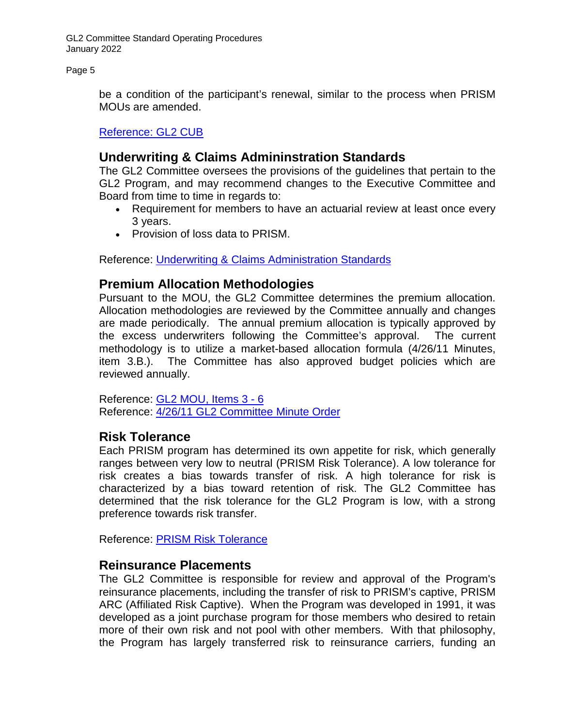be a condition of the participant's renewal, similar to the process when PRISM MOUs are amended.

[Reference: GL2 CUB]

## Underwriting & Claims Admininstration Standards

The GL2 Committee oversees the provisions of the guidelines that pertain to the GL2 Program, and may recommend changes to the Executive Committee and Board from time to time in regards to:

- Requirement for members to have an actuarial review at least once every 3 years.
- Provision of loss data to PRISM.

Reference: [Underwriting & Claims Administration Standards]

## Premium Allocation Methodologies

Pursuant to the MOU, the GL2 Committee determines the premium allocation. Allocation methodologies are reviewed by the Committee annually and changes are made periodically. The annual premium allocation is typically approved by the excess underwriters following the Committee's approval. The current methodology is to utilize a market-based allocation formula (4/26/11 Minutes, item 3.B.). The Committee has also approved budget policies which are reviewed annually.

Reference: [GL2 MOU, Items 3 - 6]
Reference: [4/26/11 GL2 Committee Minute Order]

## Risk Tolerance

Each PRISM program has determined its own appetite for risk, which generally ranges between very low to neutral (PRISM Risk Tolerance). A low tolerance for risk creates a bias towards transfer of risk. A high tolerance for risk is characterized by a bias toward retention of risk. The GL2 Committee has determined that the risk tolerance for the GL2 Program is low, with a strong preference towards risk transfer.

Reference: [PRISM Risk Tolerance]

## Reinsurance Placements

The GL2 Committee is responsible for review and approval of the Program's reinsurance placements, including the transfer of risk to PRISM's captive, PRISM ARC (Affiliated Risk Captive). When the Program was developed in 1991, it was developed as a joint purchase program for those members who desired to retain more of their own risk and not pool with other members. With that philosophy, the Program has largely transferred risk to reinsurance carriers, funding an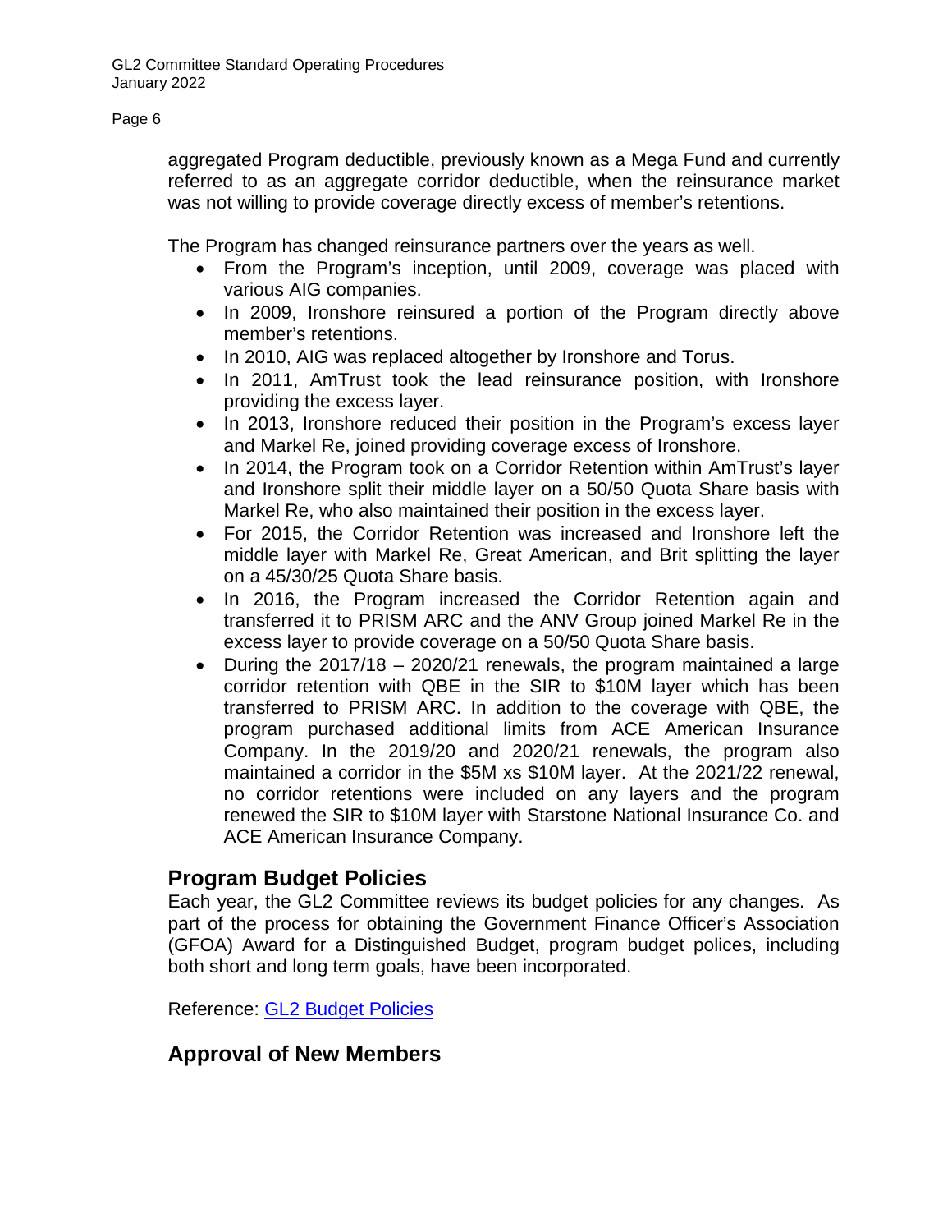aggregated Program deductible, previously known as a Mega Fund and currently referred to as an aggregate corridor deductible, when the reinsurance market was not willing to provide coverage directly excess of member's retentions.

The Program has changed reinsurance partners over the years as well.

- From the Program's inception, until 2009, coverage was placed with various AIG companies.
- In 2009, Ironshore reinsured a portion of the Program directly above member's retentions.
- In 2010, AIG was replaced altogether by Ironshore and Torus.
- In 2011, AmTrust took the lead reinsurance position, with Ironshore providing the excess layer.
- In 2013, Ironshore reduced their position in the Program's excess layer and Markel Re, joined providing coverage excess of Ironshore.
- In 2014, the Program took on a Corridor Retention within AmTrust's layer and Ironshore split their middle layer on a 50/50 Quota Share basis with Markel Re, who also maintained their position in the excess layer.
- For 2015, the Corridor Retention was increased and Ironshore left the middle layer with Markel Re, Great American, and Brit splitting the layer on a 45/30/25 Quota Share basis.
- In 2016, the Program increased the Corridor Retention again and transferred it to PRISM ARC and the ANV Group joined Markel Re in the excess layer to provide coverage on a 50/50 Quota Share basis.
- During the 2017/18 – 2020/21 renewals, the program maintained a large corridor retention with QBE in the SIR to $10M layer which has been transferred to PRISM ARC. In addition to the coverage with QBE, the program purchased additional limits from ACE American Insurance Company. In the 2019/20 and 2020/21 renewals, the program also maintained a corridor in the $5M xs $10M layer. At the 2021/22 renewal, no corridor retentions were included on any layers and the program renewed the SIR to $10M layer with Starstone National Insurance Co. and ACE American Insurance Company.

## Program Budget Policies

Each year, the GL2 Committee reviews its budget policies for any changes. As part of the process for obtaining the Government Finance Officer's Association (GFOA) Award for a Distinguished Budget, program budget polices, including both short and long term goals, have been incorporated.

Reference: GL2 Budget Policies

## Approval of New Members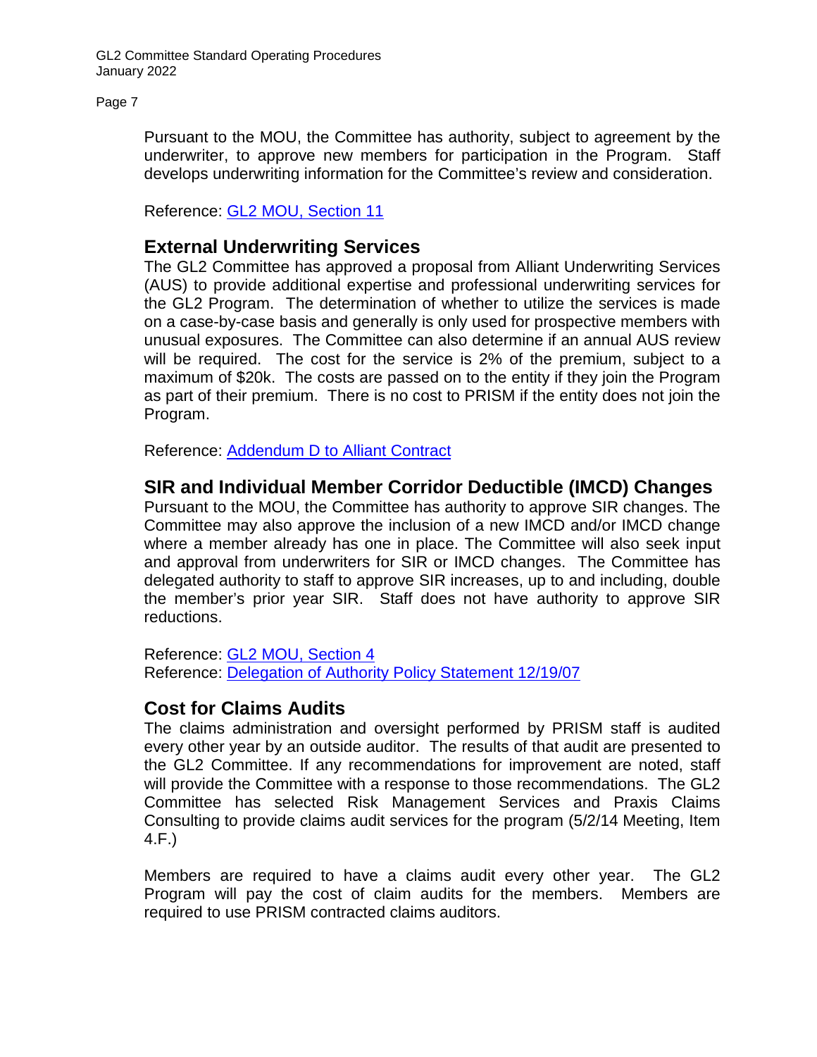Pursuant to the MOU, the Committee has authority, subject to agreement by the underwriter, to approve new members for participation in the Program. Staff develops underwriting information for the Committee's review and consideration.

Reference: [GL2 MOU, Section 11]

## External Underwriting Services

The GL2 Committee has approved a proposal from Alliant Underwriting Services (AUS) to provide additional expertise and professional underwriting services for the GL2 Program. The determination of whether to utilize the services is made on a case-by-case basis and generally is only used for prospective members with unusual exposures. The Committee can also determine if an annual AUS review will be required. The cost for the service is 2% of the premium, subject to a maximum of $20k. The costs are passed on to the entity if they join the Program as part of their premium. There is no cost to PRISM if the entity does not join the Program.

Reference: [Addendum D to Alliant Contract]

## SIR and Individual Member Corridor Deductible (IMCD) Changes

Pursuant to the MOU, the Committee has authority to approve SIR changes. The Committee may also approve the inclusion of a new IMCD and/or IMCD change where a member already has one in place. The Committee will also seek input and approval from underwriters for SIR or IMCD changes. The Committee has delegated authority to staff to approve SIR increases, up to and including, double the member's prior year SIR. Staff does not have authority to approve SIR reductions.

Reference: [GL2 MOU, Section 4]
Reference: [Delegation of Authority Policy Statement 12/19/07]

## Cost for Claims Audits

The claims administration and oversight performed by PRISM staff is audited every other year by an outside auditor. The results of that audit are presented to the GL2 Committee. If any recommendations for improvement are noted, staff will provide the Committee with a response to those recommendations. The GL2 Committee has selected Risk Management Services and Praxis Claims Consulting to provide claims audit services for the program (5/2/14 Meeting, Item 4.F.)

Members are required to have a claims audit every other year. The GL2 Program will pay the cost of claim audits for the members. Members are required to use PRISM contracted claims auditors.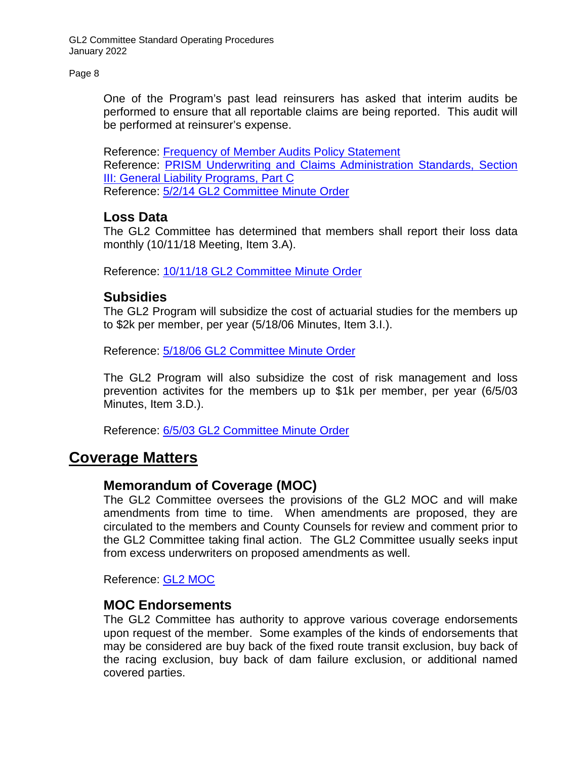One of the Program's past lead reinsurers has asked that interim audits be performed to ensure that all reportable claims are being reported. This audit will be performed at reinsurer's expense.

Reference: Frequency of Member Audits Policy Statement
Reference: PRISM Underwriting and Claims Administration Standards, Section III: General Liability Programs, Part C
Reference: 5/2/14 GL2 Committee Minute Order

### Loss Data

The GL2 Committee has determined that members shall report their loss data monthly (10/11/18 Meeting, Item 3.A).

Reference: 10/11/18 GL2 Committee Minute Order

### Subsidies

The GL2 Program will subsidize the cost of actuarial studies for the members up to $2k per member, per year (5/18/06 Minutes, Item 3.I.).

Reference: 5/18/06 GL2 Committee Minute Order

The GL2 Program will also subsidize the cost of risk management and loss prevention activites for the members up to $1k per member, per year (6/5/03 Minutes, Item 3.D.).

Reference: 6/5/03 GL2 Committee Minute Order

## Coverage Matters

### Memorandum of Coverage (MOC)

The GL2 Committee oversees the provisions of the GL2 MOC and will make amendments from time to time. When amendments are proposed, they are circulated to the members and County Counsels for review and comment prior to the GL2 Committee taking final action. The GL2 Committee usually seeks input from excess underwriters on proposed amendments as well.

Reference: GL2 MOC

### MOC Endorsements

The GL2 Committee has authority to approve various coverage endorsements upon request of the member. Some examples of the kinds of endorsements that may be considered are buy back of the fixed route transit exclusion, buy back of the racing exclusion, buy back of dam failure exclusion, or additional named covered parties.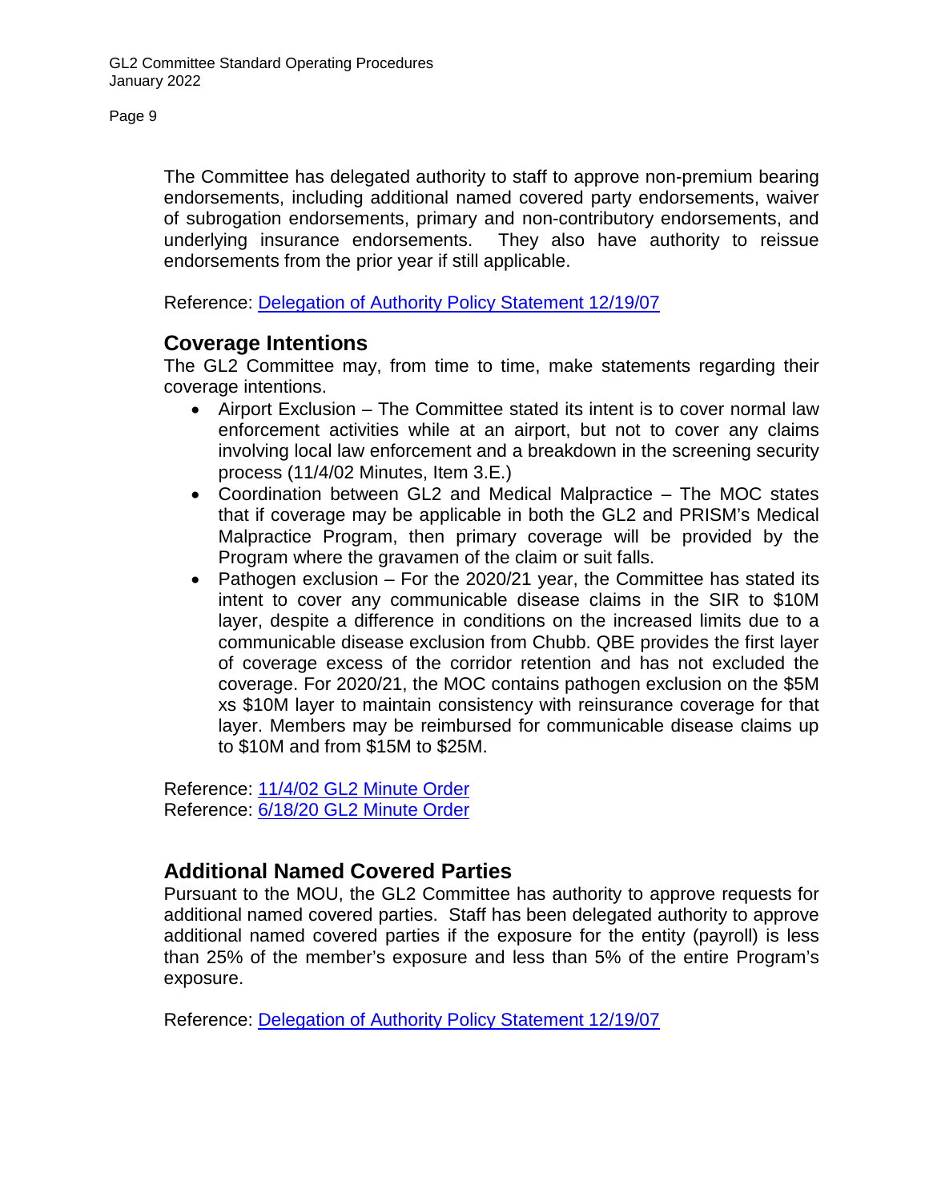The Committee has delegated authority to staff to approve non-premium bearing endorsements, including additional named covered party endorsements, waiver of subrogation endorsements, primary and non-contributory endorsements, and underlying insurance endorsements. They also have authority to reissue endorsements from the prior year if still applicable.

Reference: Delegation of Authority Policy Statement 12/19/07

## Coverage Intentions

The GL2 Committee may, from time to time, make statements regarding their coverage intentions.

- Airport Exclusion – The Committee stated its intent is to cover normal law enforcement activities while at an airport, but not to cover any claims involving local law enforcement and a breakdown in the screening security process (11/4/02 Minutes, Item 3.E.)
- Coordination between GL2 and Medical Malpractice – The MOC states that if coverage may be applicable in both the GL2 and PRISM's Medical Malpractice Program, then primary coverage will be provided by the Program where the gravamen of the claim or suit falls.
- Pathogen exclusion – For the 2020/21 year, the Committee has stated its intent to cover any communicable disease claims in the SIR to $10M layer, despite a difference in conditions on the increased limits due to a communicable disease exclusion from Chubb. QBE provides the first layer of coverage excess of the corridor retention and has not excluded the coverage. For 2020/21, the MOC contains pathogen exclusion on the $5M xs $10M layer to maintain consistency with reinsurance coverage for that layer. Members may be reimbursed for communicable disease claims up to $10M and from $15M to $25M.

Reference: 11/4/02 GL2 Minute Order
Reference: 6/18/20 GL2 Minute Order

## Additional Named Covered Parties

Pursuant to the MOU, the GL2 Committee has authority to approve requests for additional named covered parties. Staff has been delegated authority to approve additional named covered parties if the exposure for the entity (payroll) is less than 25% of the member's exposure and less than 5% of the entire Program's exposure.

Reference: Delegation of Authority Policy Statement 12/19/07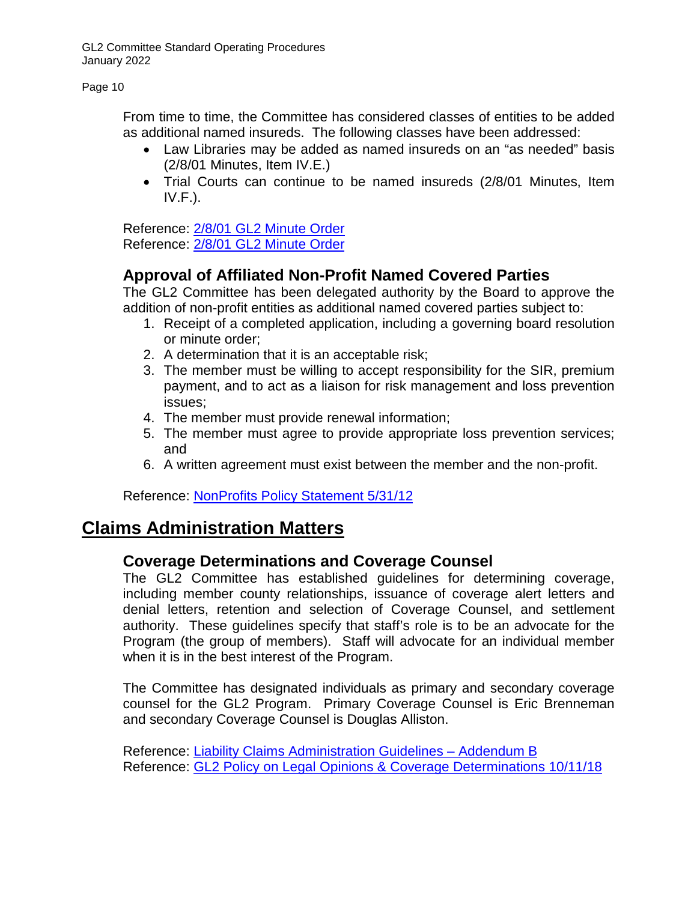From time to time, the Committee has considered classes of entities to be added as additional named insureds. The following classes have been addressed:

- Law Libraries may be added as named insureds on an "as needed" basis (2/8/01 Minutes, Item IV.E.)
- Trial Courts can continue to be named insureds (2/8/01 Minutes, Item IV.F.).

Reference: 2/8/01 GL2 Minute Order
Reference: 2/8/01 GL2 Minute Order

### Approval of Affiliated Non-Profit Named Covered Parties

The GL2 Committee has been delegated authority by the Board to approve the addition of non-profit entities as additional named covered parties subject to:

1. Receipt of a completed application, including a governing board resolution or minute order;
2. A determination that it is an acceptable risk;
3. The member must be willing to accept responsibility for the SIR, premium payment, and to act as a liaison for risk management and loss prevention issues;
4. The member must provide renewal information;
5. The member must agree to provide appropriate loss prevention services; and
6. A written agreement must exist between the member and the non-profit.

Reference: NonProfits Policy Statement 5/31/12

## Claims Administration Matters

### Coverage Determinations and Coverage Counsel

The GL2 Committee has established guidelines for determining coverage, including member county relationships, issuance of coverage alert letters and denial letters, retention and selection of Coverage Counsel, and settlement authority. These guidelines specify that staff's role is to be an advocate for the Program (the group of members). Staff will advocate for an individual member when it is in the best interest of the Program.

The Committee has designated individuals as primary and secondary coverage counsel for the GL2 Program. Primary Coverage Counsel is Eric Brenneman and secondary Coverage Counsel is Douglas Alliston.

Reference: Liability Claims Administration Guidelines – Addendum B
Reference: GL2 Policy on Legal Opinions & Coverage Determinations 10/11/18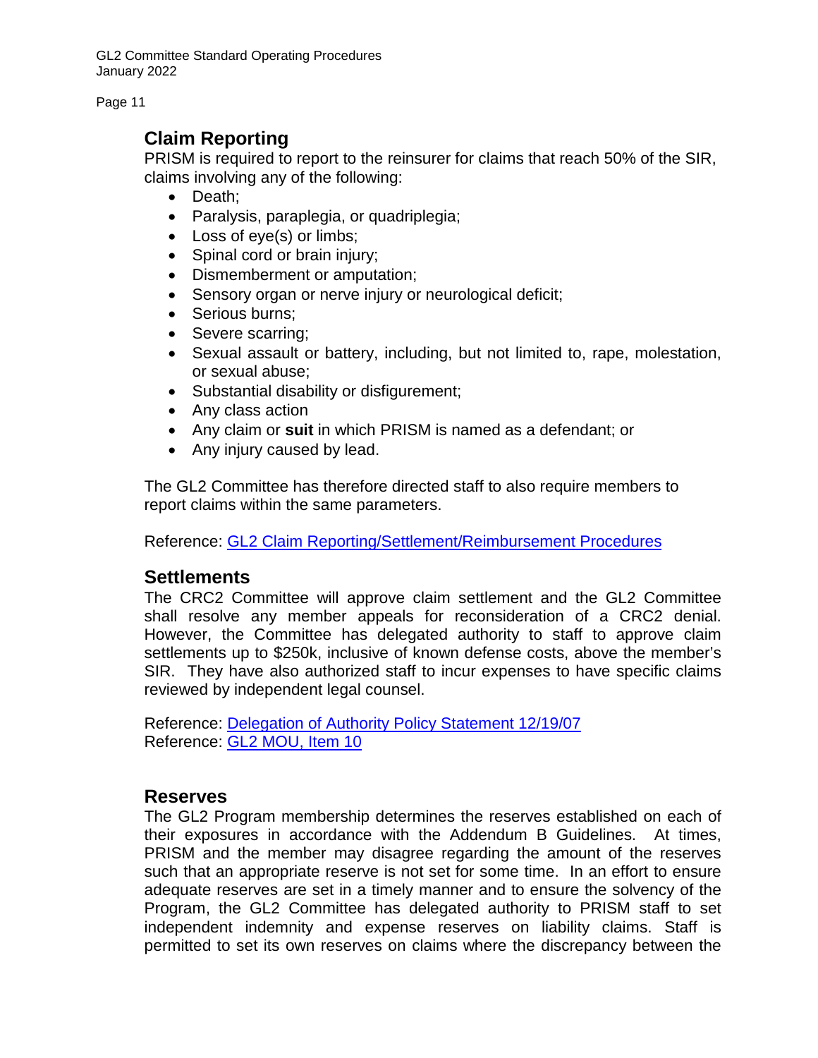## Claim Reporting

PRISM is required to report to the reinsurer for claims that reach 50% of the SIR, claims involving any of the following:

- Death;
- Paralysis, paraplegia, or quadriplegia;
- Loss of eye(s) or limbs;
- Spinal cord or brain injury;
- Dismemberment or amputation;
- Sensory organ or nerve injury or neurological deficit;
- Serious burns;
- Severe scarring;
- Sexual assault or battery, including, but not limited to, rape, molestation, or sexual abuse;
- Substantial disability or disfigurement;
- Any class action
- Any claim or **suit** in which PRISM is named as a defendant; or
- Any injury caused by lead.

The GL2 Committee has therefore directed staff to also require members to report claims within the same parameters.

Reference: GL2 Claim Reporting/Settlement/Reimbursement Procedures

## Settlements

The CRC2 Committee will approve claim settlement and the GL2 Committee shall resolve any member appeals for reconsideration of a CRC2 denial. However, the Committee has delegated authority to staff to approve claim settlements up to $250k, inclusive of known defense costs, above the member's SIR. They have also authorized staff to incur expenses to have specific claims reviewed by independent legal counsel.

Reference: Delegation of Authority Policy Statement 12/19/07
Reference: GL2 MOU, Item 10

## Reserves

The GL2 Program membership determines the reserves established on each of their exposures in accordance with the Addendum B Guidelines. At times, PRISM and the member may disagree regarding the amount of the reserves such that an appropriate reserve is not set for some time. In an effort to ensure adequate reserves are set in a timely manner and to ensure the solvency of the Program, the GL2 Committee has delegated authority to PRISM staff to set independent indemnity and expense reserves on liability claims. Staff is permitted to set its own reserves on claims where the discrepancy between the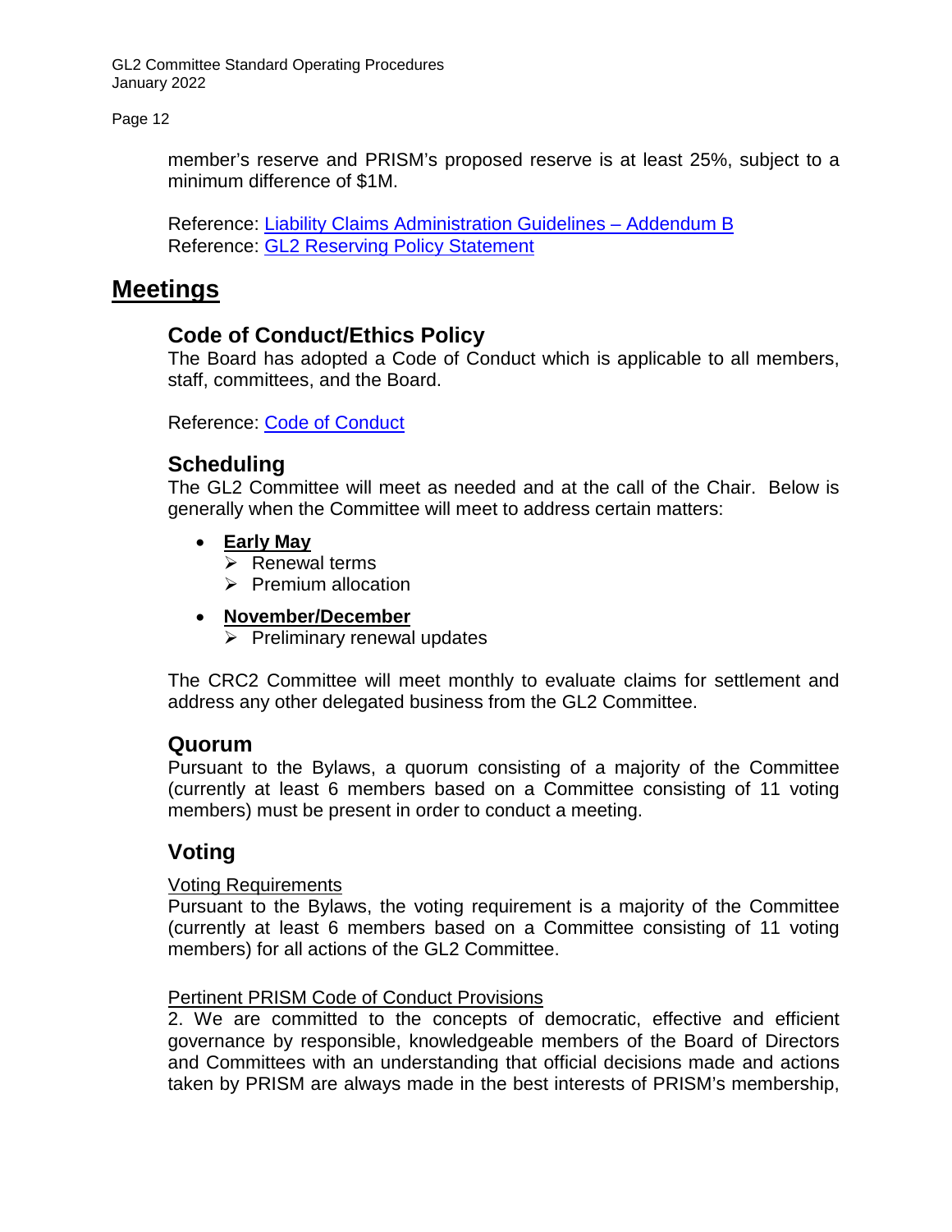member's reserve and PRISM's proposed reserve is at least 25%, subject to a minimum difference of $1M.

Reference: Liability Claims Administration Guidelines – Addendum B
Reference: GL2 Reserving Policy Statement

# Meetings

## Code of Conduct/Ethics Policy

The Board has adopted a Code of Conduct which is applicable to all members, staff, committees, and the Board.

Reference: Code of Conduct

## Scheduling

The GL2 Committee will meet as needed and at the call of the Chair. Below is generally when the Committee will meet to address certain matters:

- **Early May**
  - Renewal terms
  - Premium allocation
- **November/December**
  - Preliminary renewal updates

The CRC2 Committee will meet monthly to evaluate claims for settlement and address any other delegated business from the GL2 Committee.

## Quorum

Pursuant to the Bylaws, a quorum consisting of a majority of the Committee (currently at least 6 members based on a Committee consisting of 11 voting members) must be present in order to conduct a meeting.

## Voting

Voting Requirements

Pursuant to the Bylaws, the voting requirement is a majority of the Committee (currently at least 6 members based on a Committee consisting of 11 voting members) for all actions of the GL2 Committee.

Pertinent PRISM Code of Conduct Provisions

2. We are committed to the concepts of democratic, effective and efficient governance by responsible, knowledgeable members of the Board of Directors and Committees with an understanding that official decisions made and actions taken by PRISM are always made in the best interests of PRISM's membership,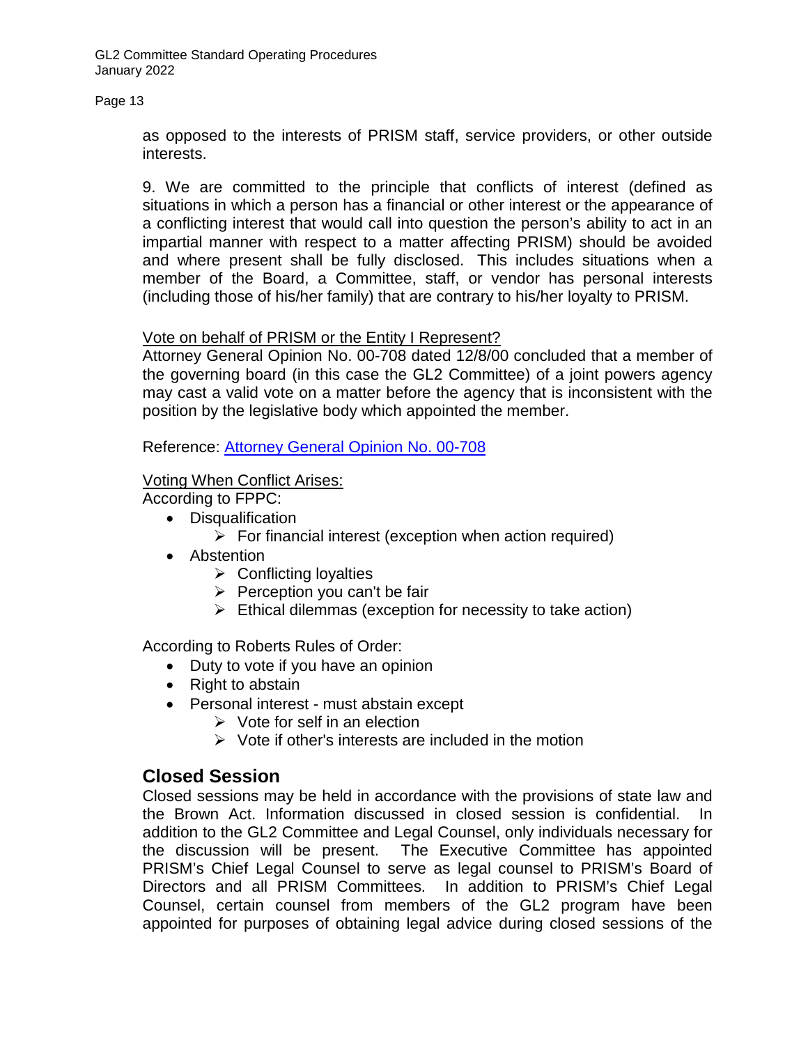as opposed to the interests of PRISM staff, service providers, or other outside interests.

9. We are committed to the principle that conflicts of interest (defined as situations in which a person has a financial or other interest or the appearance of a conflicting interest that would call into question the person's ability to act in an impartial manner with respect to a matter affecting PRISM) should be avoided and where present shall be fully disclosed. This includes situations when a member of the Board, a Committee, staff, or vendor has personal interests (including those of his/her family) that are contrary to his/her loyalty to PRISM.

<u>Vote on behalf of PRISM or the Entity I Represent?</u>
Attorney General Opinion No. 00-708 dated 12/8/00 concluded that a member of the governing board (in this case the GL2 Committee) of a joint powers agency may cast a valid vote on a matter before the agency that is inconsistent with the position by the legislative body which appointed the member.

Reference: [Attorney General Opinion No. 00-708]

<u>Voting When Conflict Arises:</u>
According to FPPC:

- Disqualification
  - For financial interest (exception when action required)
- Abstention
  - Conflicting loyalties
  - Perception you can't be fair
  - Ethical dilemmas (exception for necessity to take action)

According to Roberts Rules of Order:

- Duty to vote if you have an opinion
- Right to abstain
- Personal interest - must abstain except
  - Vote for self in an election
  - Vote if other's interests are included in the motion

## Closed Session

Closed sessions may be held in accordance with the provisions of state law and the Brown Act. Information discussed in closed session is confidential. In addition to the GL2 Committee and Legal Counsel, only individuals necessary for the discussion will be present. The Executive Committee has appointed PRISM's Chief Legal Counsel to serve as legal counsel to PRISM's Board of Directors and all PRISM Committees. In addition to PRISM's Chief Legal Counsel, certain counsel from members of the GL2 program have been appointed for purposes of obtaining legal advice during closed sessions of the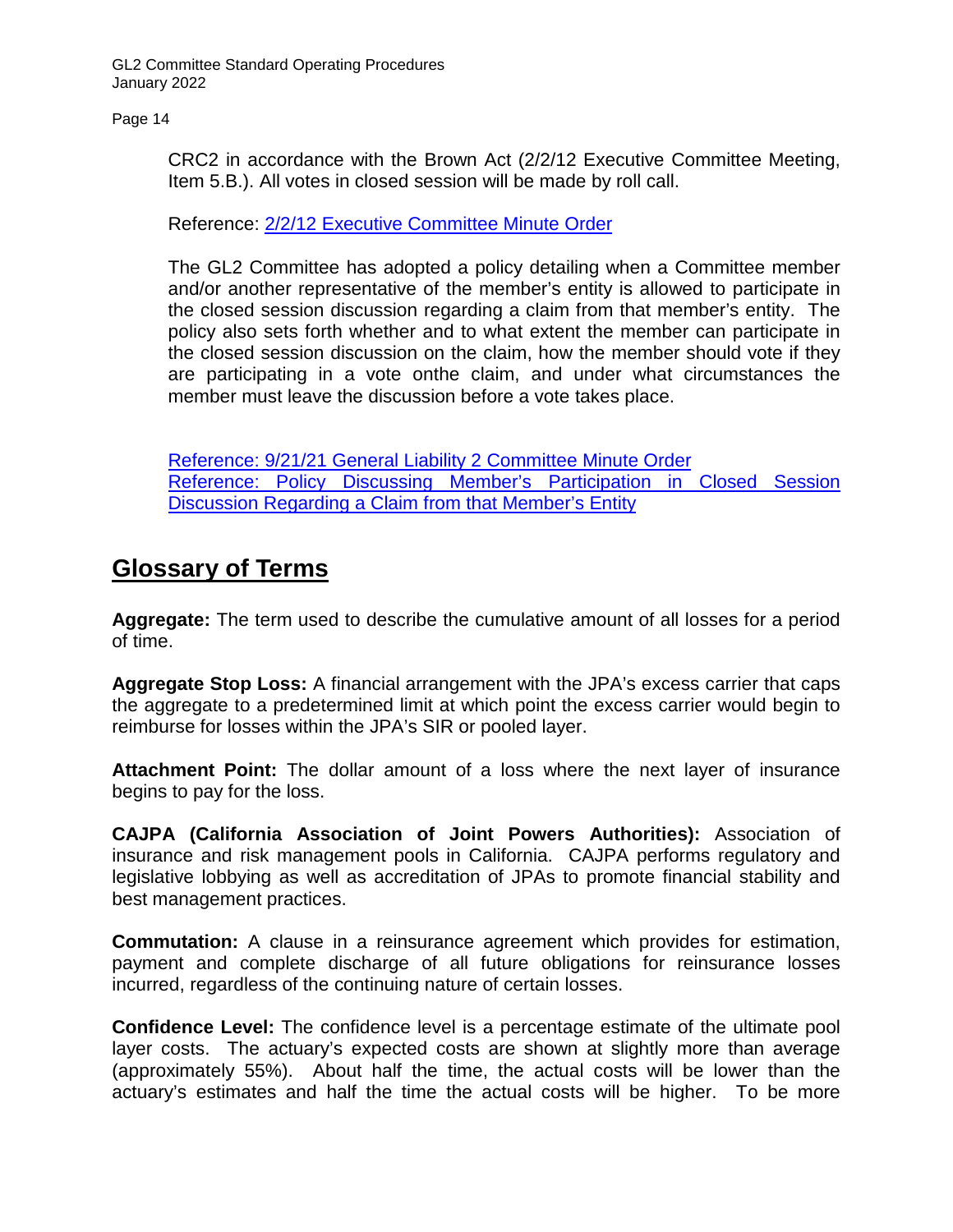CRC2 in accordance with the Brown Act (2/2/12 Executive Committee Meeting, Item 5.B.). All votes in closed session will be made by roll call.

Reference: [2/2/12 Executive Committee Minute Order]()

The GL2 Committee has adopted a policy detailing when a Committee member and/or another representative of the member's entity is allowed to participate in the closed session discussion regarding a claim from that member's entity. The policy also sets forth whether and to what extent the member can participate in the closed session discussion on the claim, how the member should vote if they are participating in a vote onthe claim, and under what circumstances the member must leave the discussion before a vote takes place.

[Reference: 9/21/21 General Liability 2 Committee Minute Order]()
[Reference: Policy Discussing Member's Participation in Closed Session Discussion Regarding a Claim from that Member's Entity]()

## Glossary of Terms

**Aggregate:** The term used to describe the cumulative amount of all losses for a period of time.

**Aggregate Stop Loss:** A financial arrangement with the JPA's excess carrier that caps the aggregate to a predetermined limit at which point the excess carrier would begin to reimburse for losses within the JPA's SIR or pooled layer.

**Attachment Point:** The dollar amount of a loss where the next layer of insurance begins to pay for the loss.

**CAJPA (California Association of Joint Powers Authorities):** Association of insurance and risk management pools in California. CAJPA performs regulatory and legislative lobbying as well as accreditation of JPAs to promote financial stability and best management practices.

**Commutation:** A clause in a reinsurance agreement which provides for estimation, payment and complete discharge of all future obligations for reinsurance losses incurred, regardless of the continuing nature of certain losses.

**Confidence Level:** The confidence level is a percentage estimate of the ultimate pool layer costs. The actuary's expected costs are shown at slightly more than average (approximately 55%). About half the time, the actual costs will be lower than the actuary's estimates and half the time the actual costs will be higher. To be more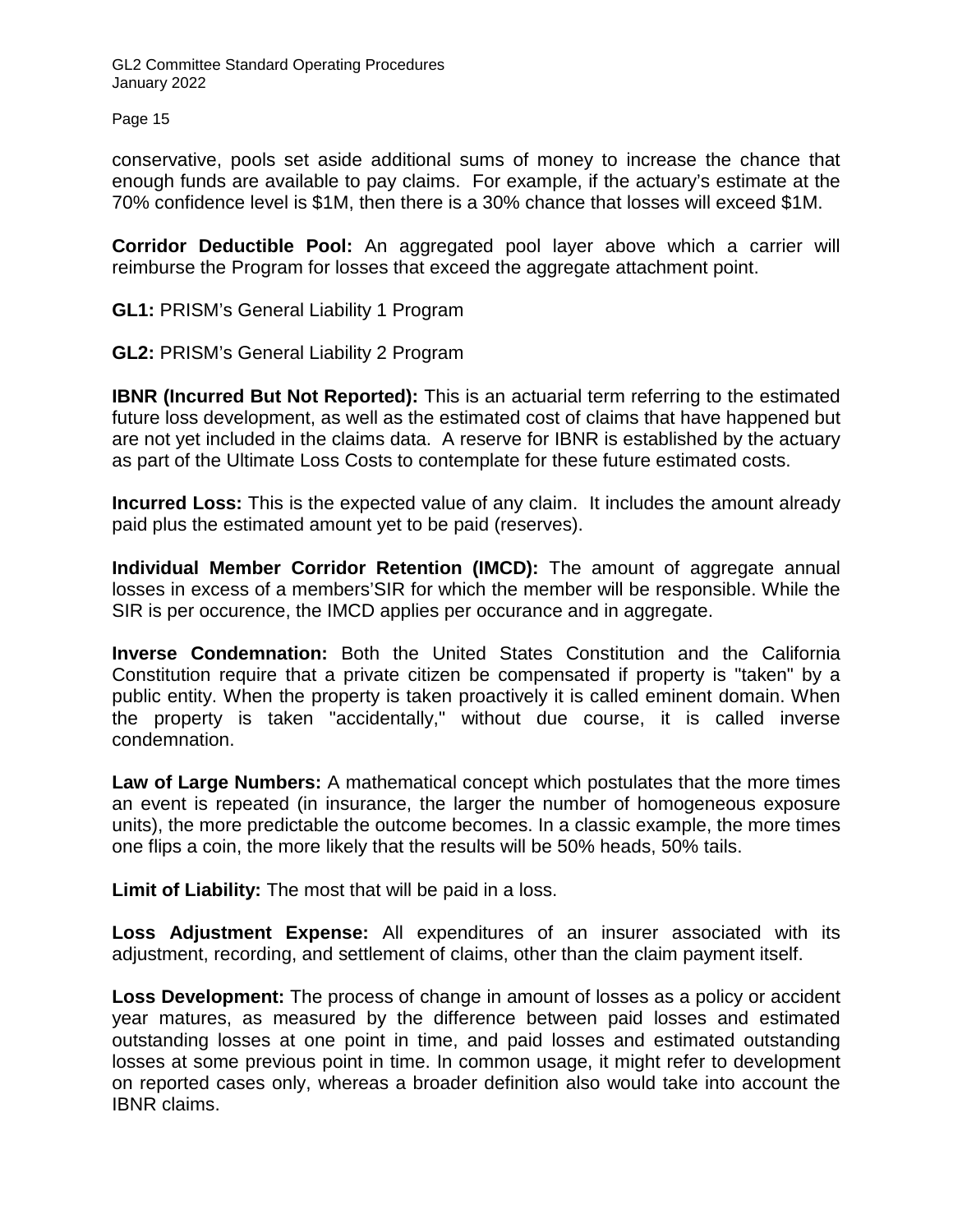conservative, pools set aside additional sums of money to increase the chance that enough funds are available to pay claims. For example, if the actuary's estimate at the 70% confidence level is $1M, then there is a 30% chance that losses will exceed $1M.

**Corridor Deductible Pool:** An aggregated pool layer above which a carrier will reimburse the Program for losses that exceed the aggregate attachment point.

**GL1:** PRISM's General Liability 1 Program

**GL2:** PRISM's General Liability 2 Program

**IBNR (Incurred But Not Reported):** This is an actuarial term referring to the estimated future loss development, as well as the estimated cost of claims that have happened but are not yet included in the claims data. A reserve for IBNR is established by the actuary as part of the Ultimate Loss Costs to contemplate for these future estimated costs.

**Incurred Loss:** This is the expected value of any claim. It includes the amount already paid plus the estimated amount yet to be paid (reserves).

**Individual Member Corridor Retention (IMCD):** The amount of aggregate annual losses in excess of a members'SIR for which the member will be responsible. While the SIR is per occurence, the IMCD applies per occurance and in aggregate.

**Inverse Condemnation:** Both the United States Constitution and the California Constitution require that a private citizen be compensated if property is "taken" by a public entity. When the property is taken proactively it is called eminent domain. When the property is taken "accidentally," without due course, it is called inverse condemnation.

**Law of Large Numbers:** A mathematical concept which postulates that the more times an event is repeated (in insurance, the larger the number of homogeneous exposure units), the more predictable the outcome becomes. In a classic example, the more times one flips a coin, the more likely that the results will be 50% heads, 50% tails.

**Limit of Liability:** The most that will be paid in a loss.

**Loss Adjustment Expense:** All expenditures of an insurer associated with its adjustment, recording, and settlement of claims, other than the claim payment itself.

**Loss Development:** The process of change in amount of losses as a policy or accident year matures, as measured by the difference between paid losses and estimated outstanding losses at one point in time, and paid losses and estimated outstanding losses at some previous point in time. In common usage, it might refer to development on reported cases only, whereas a broader definition also would take into account the IBNR claims.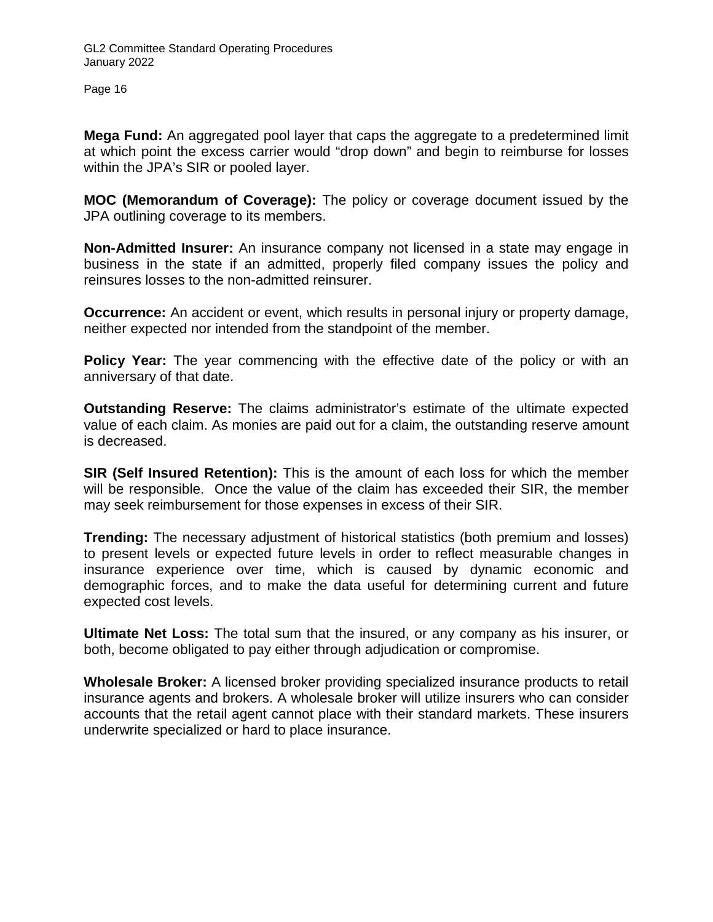**Mega Fund:** An aggregated pool layer that caps the aggregate to a predetermined limit at which point the excess carrier would "drop down" and begin to reimburse for losses within the JPA's SIR or pooled layer.

**MOC (Memorandum of Coverage):** The policy or coverage document issued by the JPA outlining coverage to its members.

**Non-Admitted Insurer:** An insurance company not licensed in a state may engage in business in the state if an admitted, properly filed company issues the policy and reinsures losses to the non-admitted reinsurer.

**Occurrence:** An accident or event, which results in personal injury or property damage, neither expected nor intended from the standpoint of the member.

**Policy Year:** The year commencing with the effective date of the policy or with an anniversary of that date.

**Outstanding Reserve:** The claims administrator's estimate of the ultimate expected value of each claim. As monies are paid out for a claim, the outstanding reserve amount is decreased.

**SIR (Self Insured Retention):** This is the amount of each loss for which the member will be responsible. Once the value of the claim has exceeded their SIR, the member may seek reimbursement for those expenses in excess of their SIR.

**Trending:** The necessary adjustment of historical statistics (both premium and losses) to present levels or expected future levels in order to reflect measurable changes in insurance experience over time, which is caused by dynamic economic and demographic forces, and to make the data useful for determining current and future expected cost levels.

**Ultimate Net Loss:** The total sum that the insured, or any company as his insurer, or both, become obligated to pay either through adjudication or compromise.

**Wholesale Broker:** A licensed broker providing specialized insurance products to retail insurance agents and brokers. A wholesale broker will utilize insurers who can consider accounts that the retail agent cannot place with their standard markets. These insurers underwrite specialized or hard to place insurance.